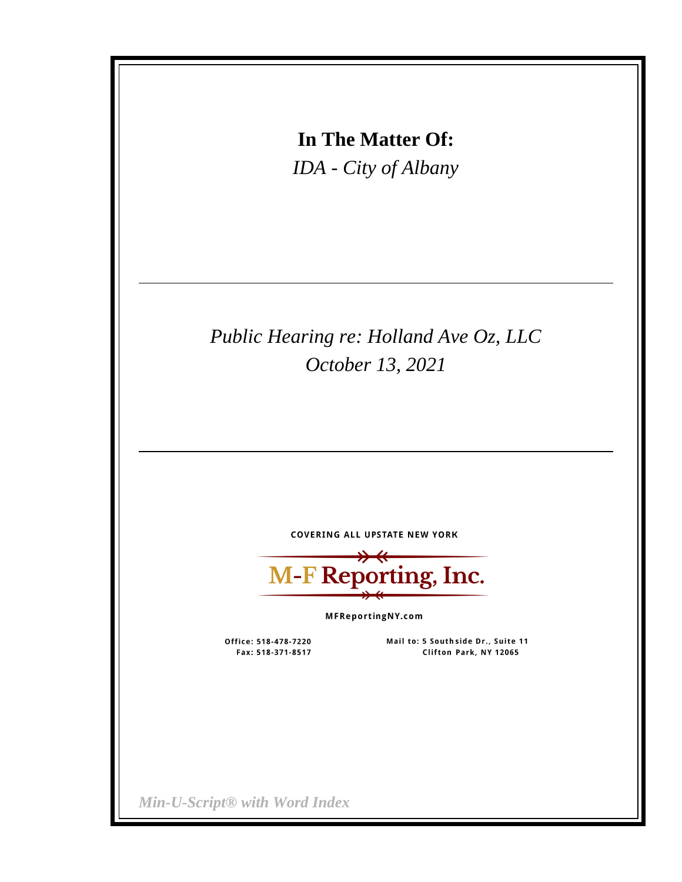# In The Matter Of:

*IDA - City of Albany*

---

*Public Hearing re: Holland Ave Oz, LLC*

*October 13, 2021*

---

COVERING ALL UPSTATE NEW YORK

**M-F Reporting, Inc.**

MFReportingNY.com

Office: 518-478-7220
Fax: 518-371-8517

Mail to: 5 Southside Dr., Suite 11
Clifton Park, NY 12065

*Min-U-Script® with Word Index*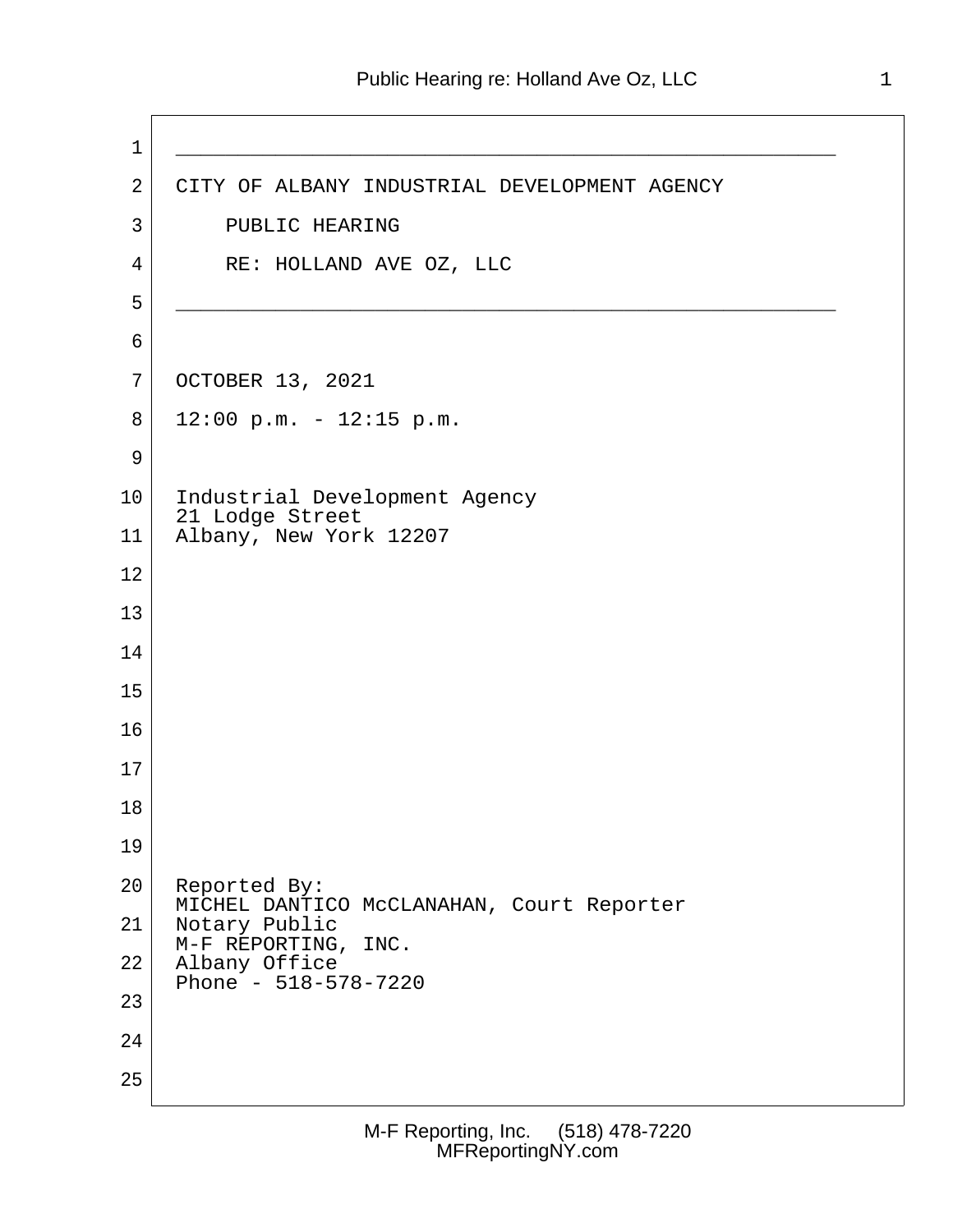# CITY OF ALBANY INDUSTRIAL DEVELOPMENT AGENCY

## PUBLIC HEARING

## RE: HOLLAND AVE OZ, LLC

---

OCTOBER 13, 2021

12:00 p.m. - 12:15 p.m.

Industrial Development Agency
21 Lodge Street
Albany, New York 12207

Reported By:
MICHEL DANTICO McCLANAHAN, Court Reporter
Notary Public
M-F REPORTING, INC.
Albany Office
Phone - 518-578-7220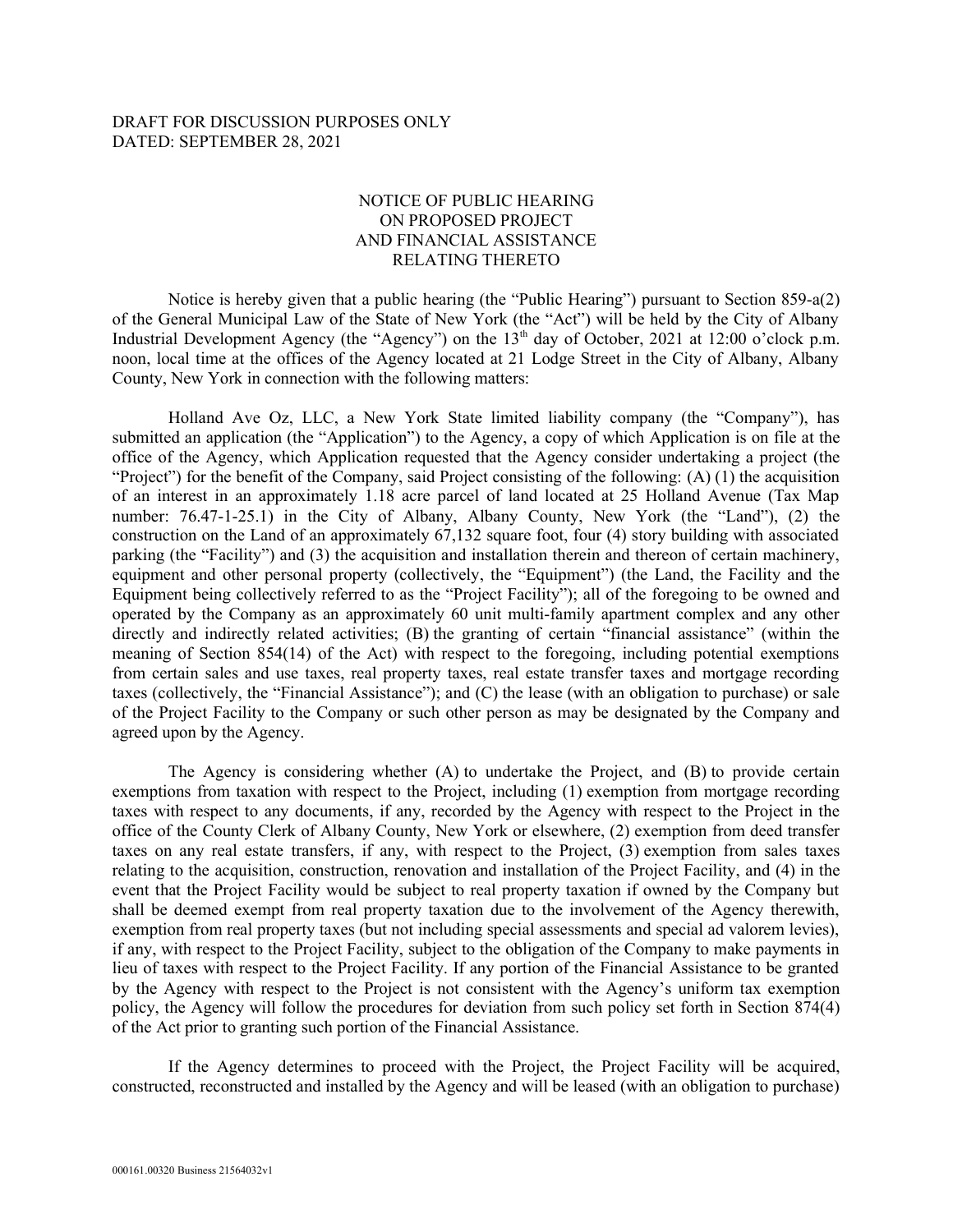DRAFT FOR DISCUSSION PURPOSES ONLY
DATED: SEPTEMBER 28, 2021

NOTICE OF PUBLIC HEARING
ON PROPOSED PROJECT
AND FINANCIAL ASSISTANCE
RELATING THERETO

Notice is hereby given that a public hearing (the "Public Hearing") pursuant to Section 859-a(2) of the General Municipal Law of the State of New York (the "Act") will be held by the City of Albany Industrial Development Agency (the "Agency") on the 13th day of October, 2021 at 12:00 o'clock p.m. noon, local time at the offices of the Agency located at 21 Lodge Street in the City of Albany, Albany County, New York in connection with the following matters:

Holland Ave Oz, LLC, a New York State limited liability company (the "Company"), has submitted an application (the "Application") to the Agency, a copy of which Application is on file at the office of the Agency, which Application requested that the Agency consider undertaking a project (the "Project") for the benefit of the Company, said Project consisting of the following: (A) (1) the acquisition of an interest in an approximately 1.18 acre parcel of land located at 25 Holland Avenue (Tax Map number: 76.47-1-25.1) in the City of Albany, Albany County, New York (the "Land"), (2) the construction on the Land of an approximately 67,132 square foot, four (4) story building with associated parking (the "Facility") and (3) the acquisition and installation therein and thereon of certain machinery, equipment and other personal property (collectively, the "Equipment") (the Land, the Facility and the Equipment being collectively referred to as the "Project Facility"); all of the foregoing to be owned and operated by the Company as an approximately 60 unit multi-family apartment complex and any other directly and indirectly related activities; (B) the granting of certain "financial assistance" (within the meaning of Section 854(14) of the Act) with respect to the foregoing, including potential exemptions from certain sales and use taxes, real property taxes, real estate transfer taxes and mortgage recording taxes (collectively, the "Financial Assistance"); and (C) the lease (with an obligation to purchase) or sale of the Project Facility to the Company or such other person as may be designated by the Company and agreed upon by the Agency.

The Agency is considering whether (A) to undertake the Project, and (B) to provide certain exemptions from taxation with respect to the Project, including (1) exemption from mortgage recording taxes with respect to any documents, if any, recorded by the Agency with respect to the Project in the office of the County Clerk of Albany County, New York or elsewhere, (2) exemption from deed transfer taxes on any real estate transfers, if any, with respect to the Project, (3) exemption from sales taxes relating to the acquisition, construction, renovation and installation of the Project Facility, and (4) in the event that the Project Facility would be subject to real property taxation if owned by the Company but shall be deemed exempt from real property taxation due to the involvement of the Agency therewith, exemption from real property taxes (but not including special assessments and special ad valorem levies), if any, with respect to the Project Facility, subject to the obligation of the Company to make payments in lieu of taxes with respect to the Project Facility. If any portion of the Financial Assistance to be granted by the Agency with respect to the Project is not consistent with the Agency's uniform tax exemption policy, the Agency will follow the procedures for deviation from such policy set forth in Section 874(4) of the Act prior to granting such portion of the Financial Assistance.

If the Agency determines to proceed with the Project, the Project Facility will be acquired, constructed, reconstructed and installed by the Agency and will be leased (with an obligation to purchase)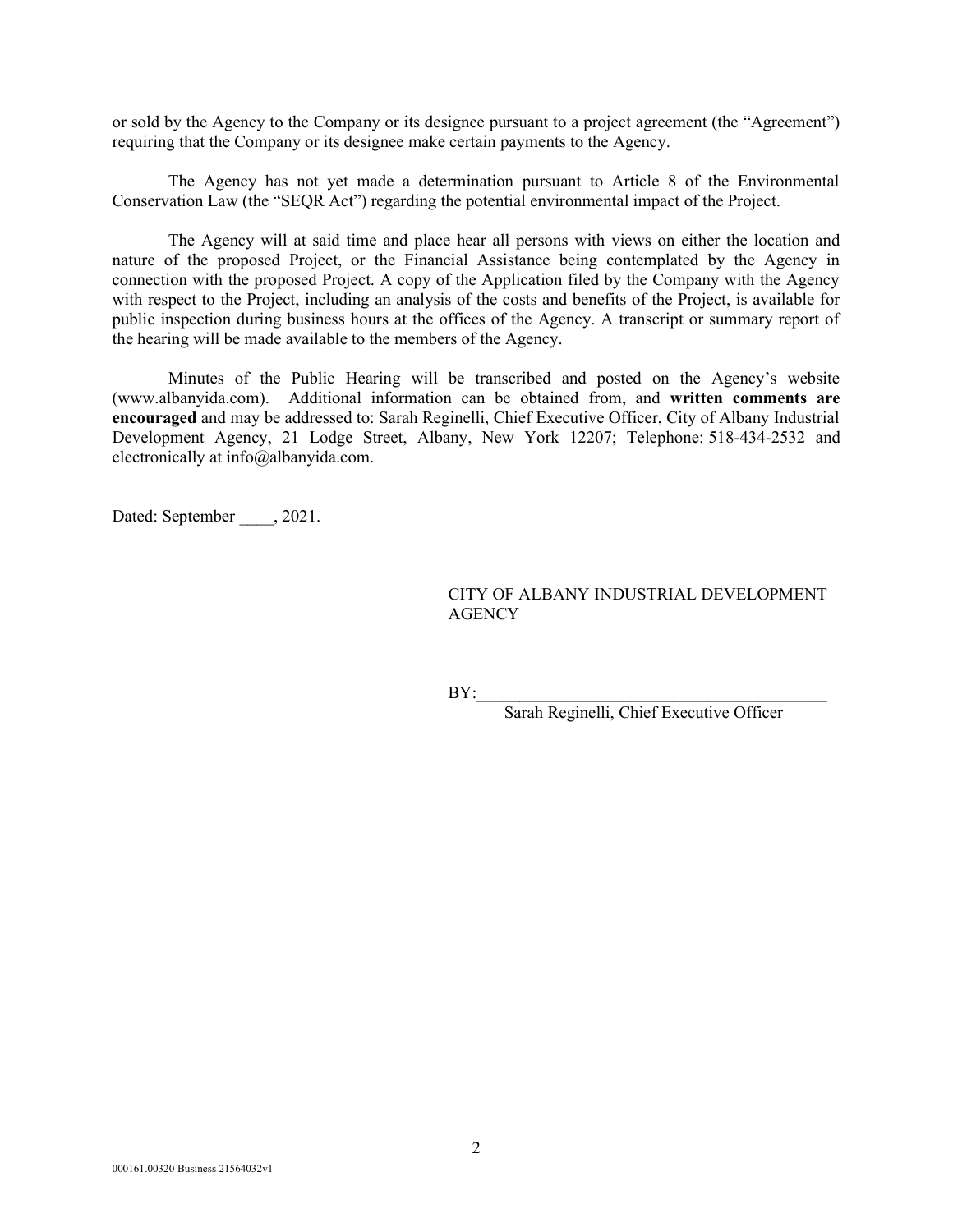or sold by the Agency to the Company or its designee pursuant to a project agreement (the "Agreement") requiring that the Company or its designee make certain payments to the Agency.

The Agency has not yet made a determination pursuant to Article 8 of the Environmental Conservation Law (the "SEQR Act") regarding the potential environmental impact of the Project.

The Agency will at said time and place hear all persons with views on either the location and nature of the proposed Project, or the Financial Assistance being contemplated by the Agency in connection with the proposed Project. A copy of the Application filed by the Company with the Agency with respect to the Project, including an analysis of the costs and benefits of the Project, is available for public inspection during business hours at the offices of the Agency. A transcript or summary report of the hearing will be made available to the members of the Agency.

Minutes of the Public Hearing will be transcribed and posted on the Agency's website (www.albanyida.com). Additional information can be obtained from, and **written comments are encouraged** and may be addressed to: Sarah Reginelli, Chief Executive Officer, City of Albany Industrial Development Agency, 21 Lodge Street, Albany, New York 12207; Telephone: 518-434-2532 and electronically at info@albanyida.com.

Dated: September ____, 2021.

CITY OF ALBANY INDUSTRIAL DEVELOPMENT AGENCY

BY:___________________________________________
Sarah Reginelli, Chief Executive Officer

000161.00320 Business 21564032v1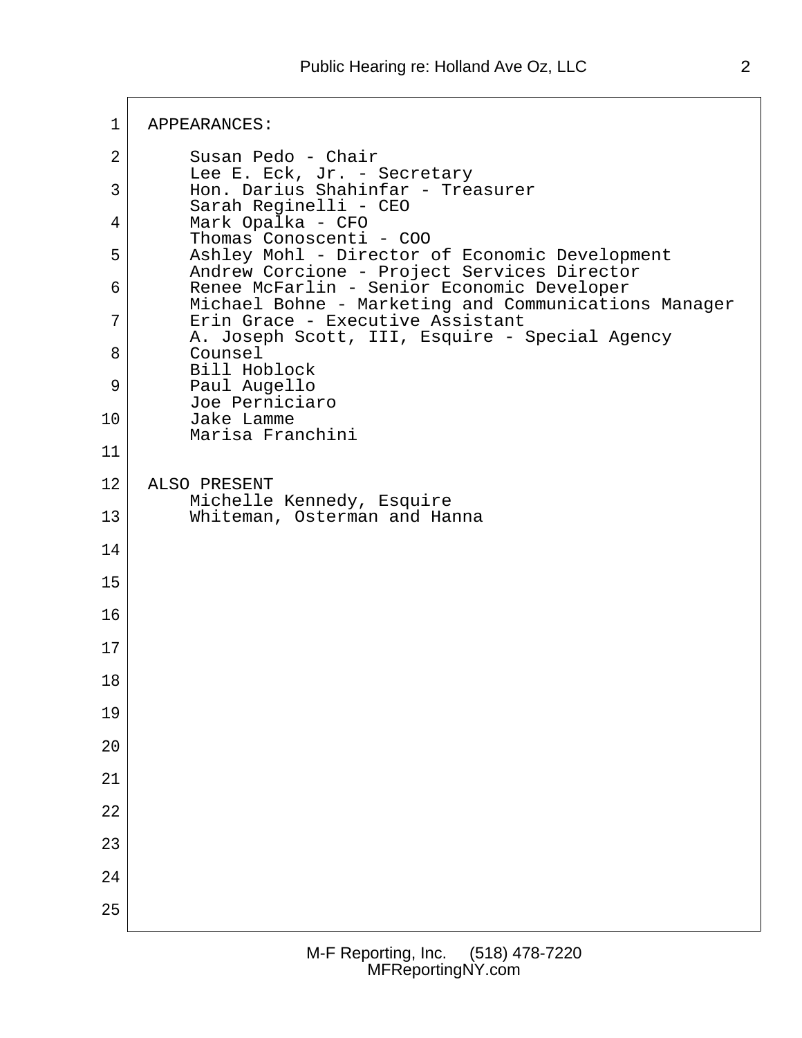APPEARANCES:

Susan Pedo - Chair
Lee E. Eck, Jr. - Secretary
Hon. Darius Shahinfar - Treasurer
Sarah Reginelli - CEO
Mark Opalka - CFO
Thomas Conoscenti - COO
Ashley Mohl - Director of Economic Development
Andrew Corcione - Project Services Director
Renee McFarlin - Senior Economic Developer
Michael Bohne - Marketing and Communications Manager
Erin Grace - Executive Assistant
A. Joseph Scott, III, Esquire - Special Agency Counsel
Bill Hoblock
Paul Augello
Joe Perniciaro
Jake Lamme
Marisa Franchini

ALSO PRESENT

Michelle Kennedy, Esquire
Whiteman, Osterman and Hanna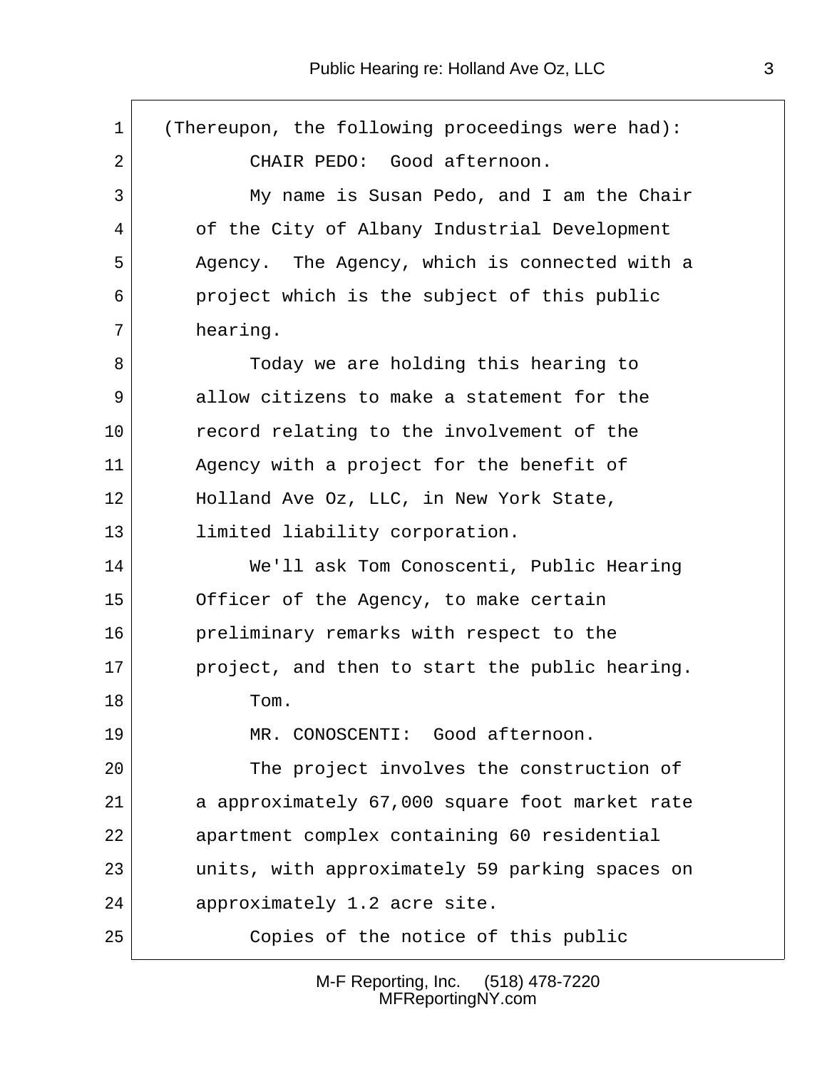(Thereupon, the following proceedings were had):

CHAIR PEDO: Good afternoon.

My name is Susan Pedo, and I am the Chair of the City of Albany Industrial Development Agency. The Agency, which is connected with a project which is the subject of this public hearing.

Today we are holding this hearing to allow citizens to make a statement for the record relating to the involvement of the Agency with a project for the benefit of Holland Ave Oz, LLC, in New York State, limited liability corporation.

We'll ask Tom Conoscenti, Public Hearing Officer of the Agency, to make certain preliminary remarks with respect to the project, and then to start the public hearing.

Tom.

MR. CONOSCENTI: Good afternoon.

The project involves the construction of a approximately 67,000 square foot market rate apartment complex containing 60 residential units, with approximately 59 parking spaces on approximately 1.2 acre site.

Copies of the notice of this public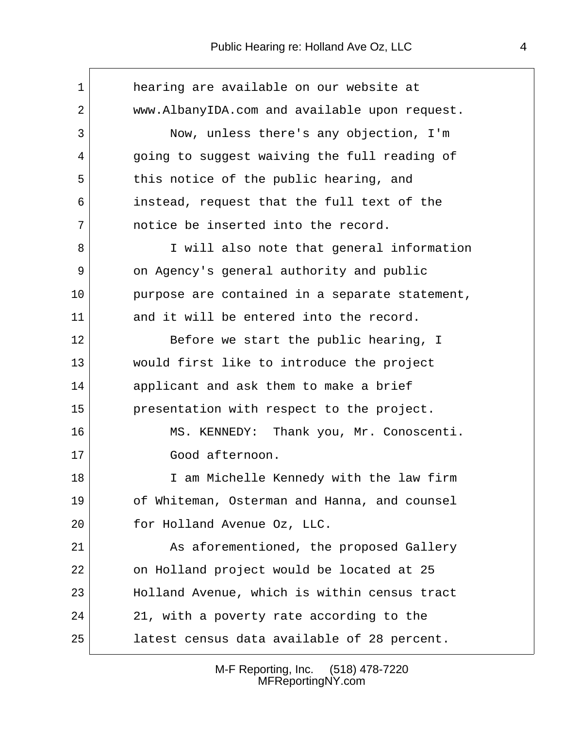hearing are available on our website at
www.AlbanyIDA.com and available upon request.

Now, unless there's any objection, I'm going to suggest waiving the full reading of this notice of the public hearing, and instead, request that the full text of the notice be inserted into the record.

I will also note that general information on Agency's general authority and public purpose are contained in a separate statement, and it will be entered into the record.

Before we start the public hearing, I would first like to introduce the project applicant and ask them to make a brief presentation with respect to the project.

MS. KENNEDY: Thank you, Mr. Conoscenti.

Good afternoon.

I am Michelle Kennedy with the law firm of Whiteman, Osterman and Hanna, and counsel for Holland Avenue Oz, LLC.

As aforementioned, the proposed Gallery on Holland project would be located at 25 Holland Avenue, which is within census tract 21, with a poverty rate according to the latest census data available of 28 percent.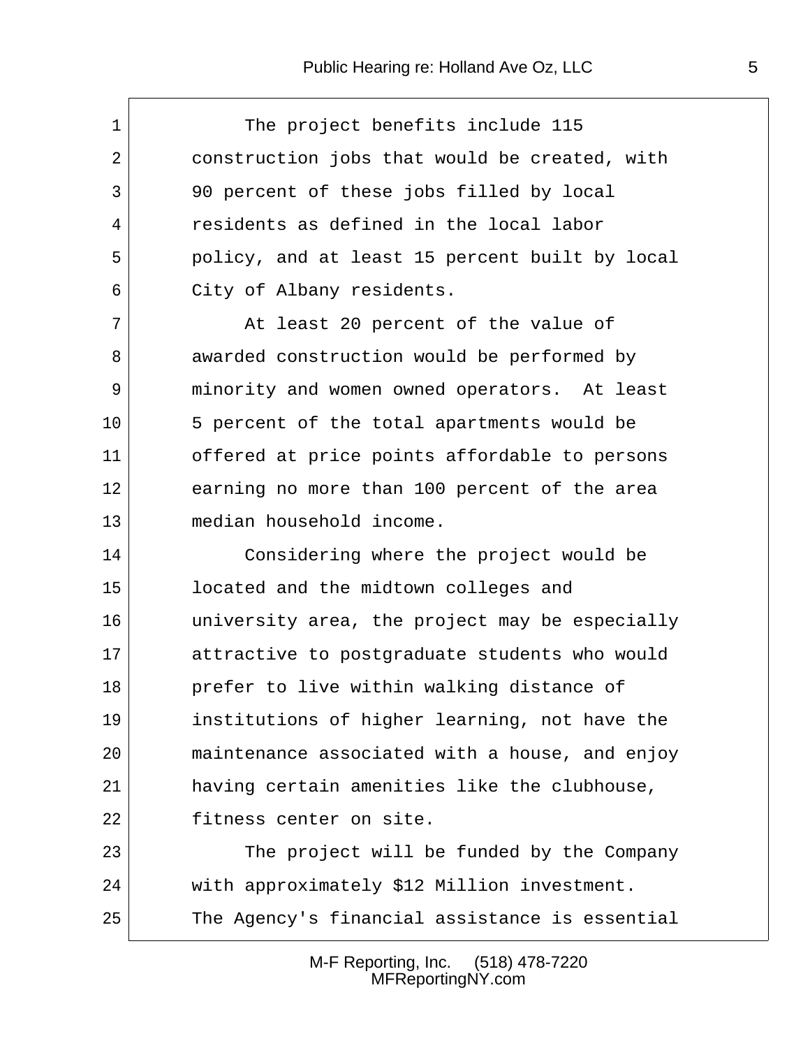The project benefits include 115 construction jobs that would be created, with 90 percent of these jobs filled by local residents as defined in the local labor policy, and at least 15 percent built by local City of Albany residents.

At least 20 percent of the value of awarded construction would be performed by minority and women owned operators. At least 5 percent of the total apartments would be offered at price points affordable to persons earning no more than 100 percent of the area median household income.

Considering where the project would be located and the midtown colleges and university area, the project may be especially attractive to postgraduate students who would prefer to live within walking distance of institutions of higher learning, not have the maintenance associated with a house, and enjoy having certain amenities like the clubhouse, fitness center on site.

The project will be funded by the Company with approximately $12 Million investment. The Agency's financial assistance is essential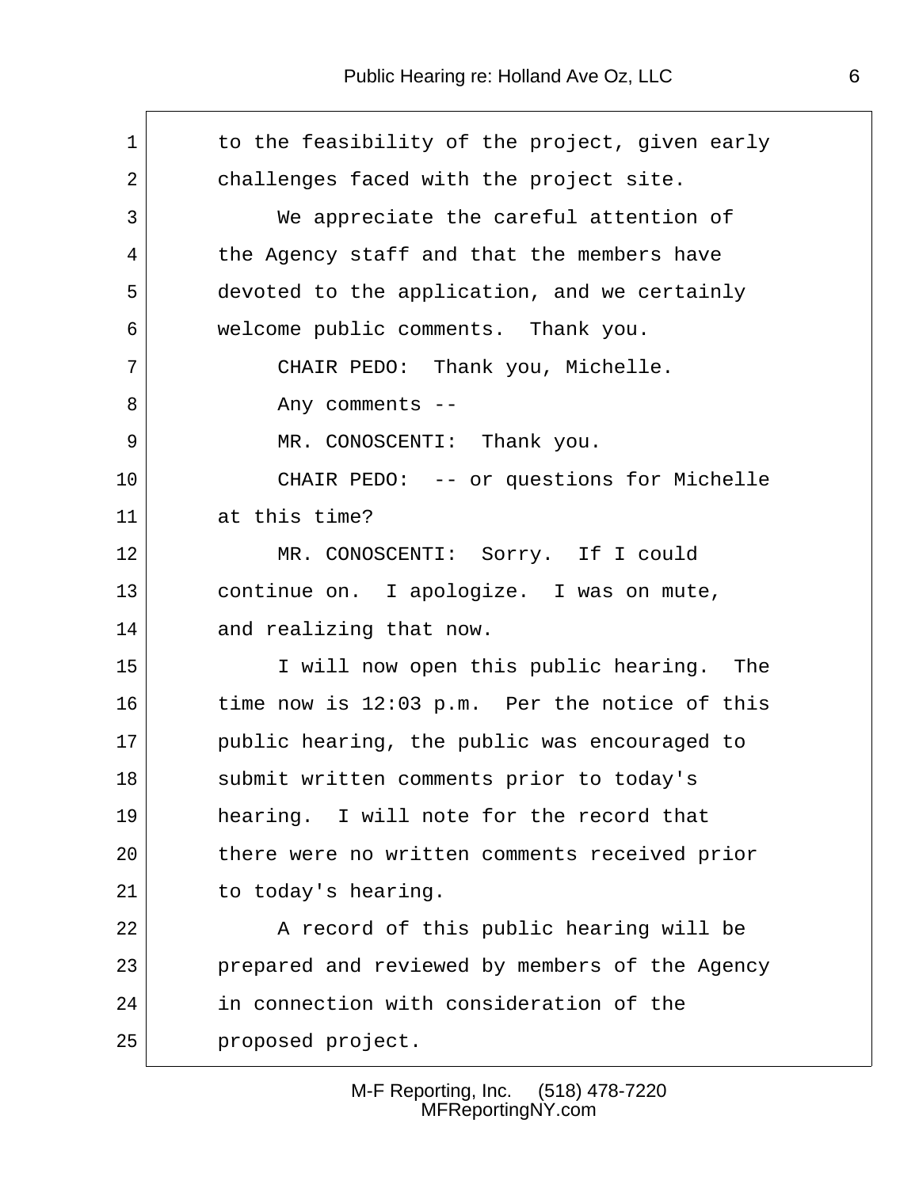to the feasibility of the project, given early challenges faced with the project site.

We appreciate the careful attention of the Agency staff and that the members have devoted to the application, and we certainly welcome public comments. Thank you.

CHAIR PEDO: Thank you, Michelle.

Any comments --

MR. CONOSCENTI: Thank you.

CHAIR PEDO: -- or questions for Michelle at this time?

MR. CONOSCENTI: Sorry. If I could continue on. I apologize. I was on mute, and realizing that now.

I will now open this public hearing. The time now is 12:03 p.m. Per the notice of this public hearing, the public was encouraged to submit written comments prior to today's hearing. I will note for the record that there were no written comments received prior to today's hearing.

A record of this public hearing will be prepared and reviewed by members of the Agency in connection with consideration of the proposed project.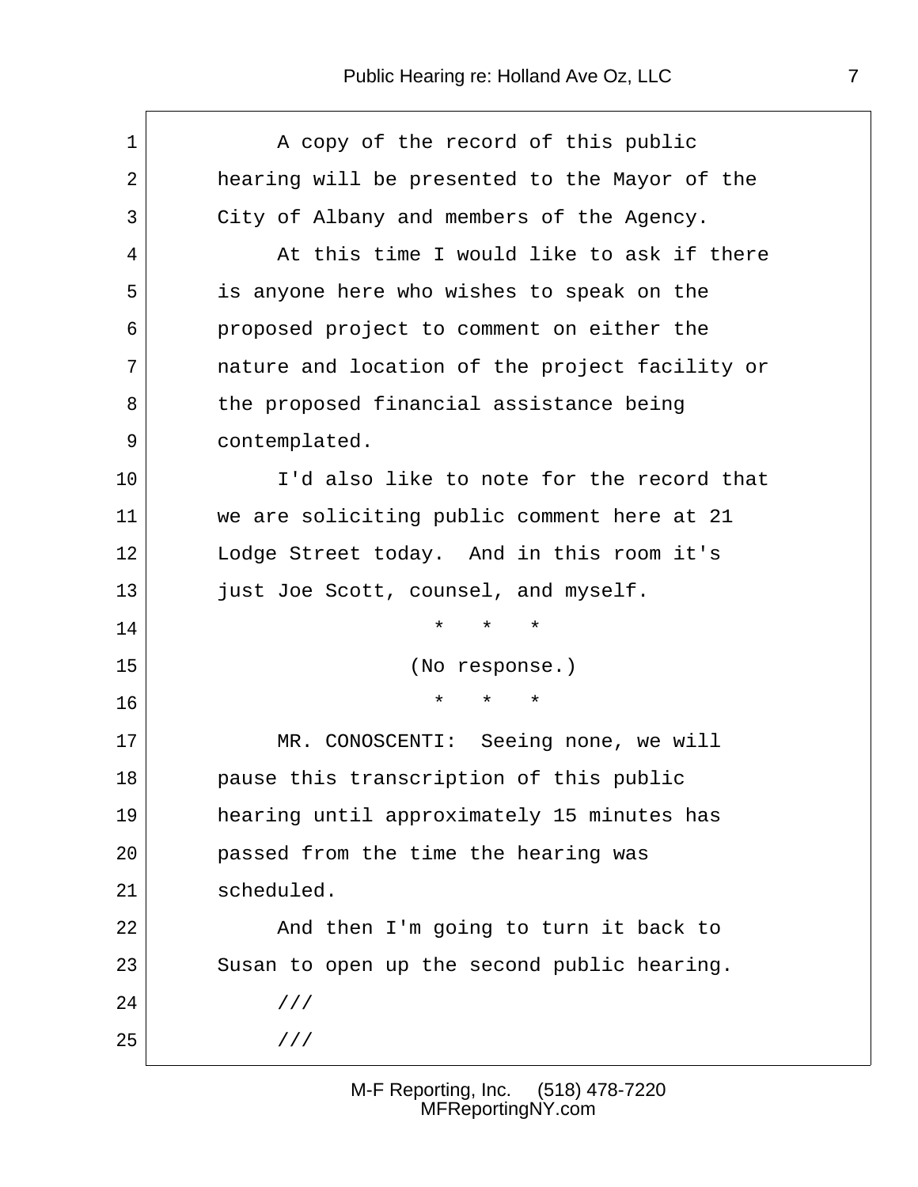A copy of the record of this public hearing will be presented to the Mayor of the City of Albany and members of the Agency.

At this time I would like to ask if there is anyone here who wishes to speak on the proposed project to comment on either the nature and location of the project facility or the proposed financial assistance being contemplated.

I'd also like to note for the record that we are soliciting public comment here at 21 Lodge Street today. And in this room it's just Joe Scott, counsel, and myself.

\* \* \*

(No response.)

\* \* \*

MR. CONOSCENTI: Seeing none, we will pause this transcription of this public hearing until approximately 15 minutes has passed from the time the hearing was scheduled.

And then I'm going to turn it back to Susan to open up the second public hearing.

///

///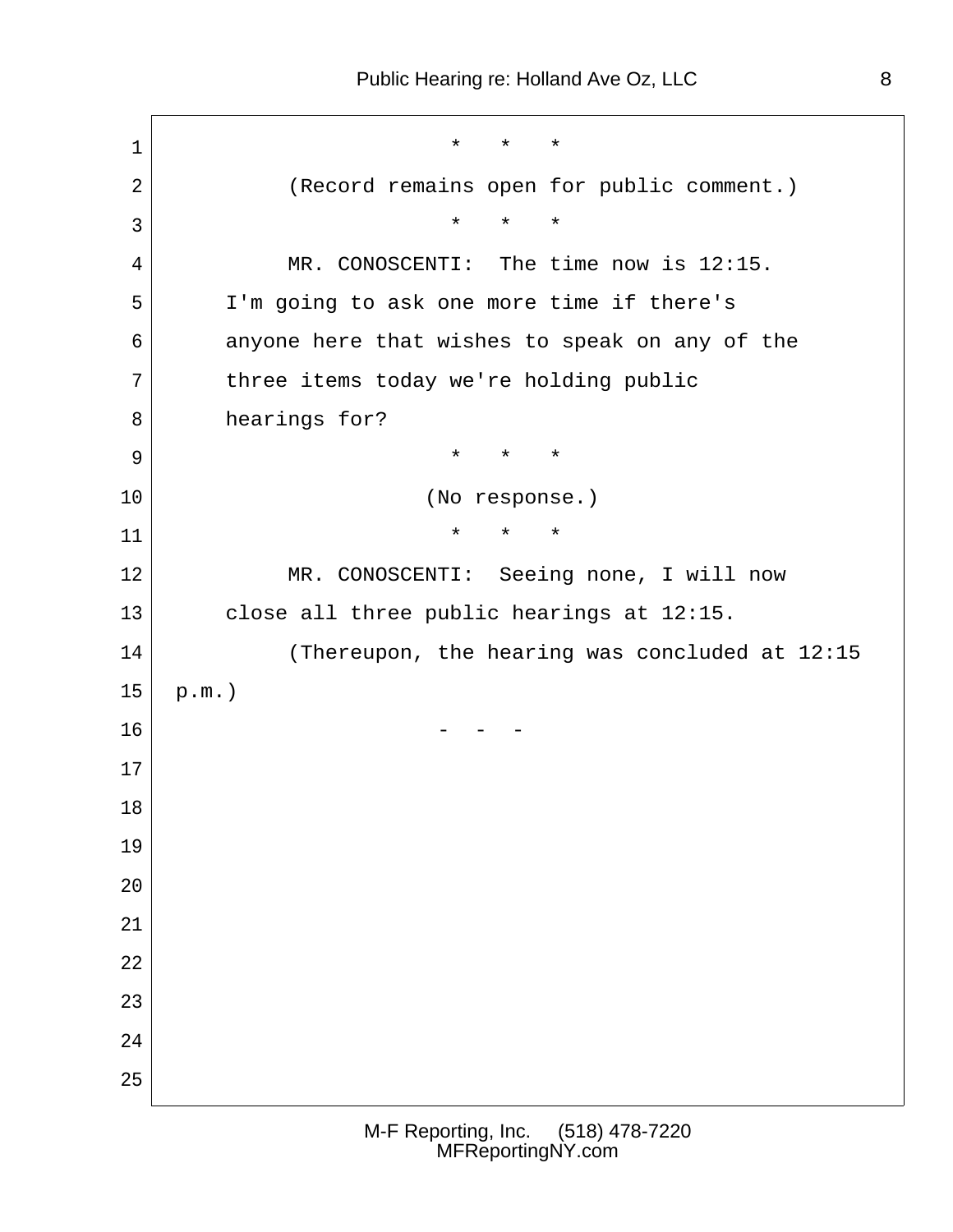\* \* \*

(Record remains open for public comment.)

\* \* \*

MR. CONOSCENTI: The time now is 12:15. I'm going to ask one more time if there's anyone here that wishes to speak on any of the three items today we're holding public hearings for?

\* \* \*

(No response.)

\* \* \*

MR. CONOSCENTI: Seeing none, I will now close all three public hearings at 12:15.

(Thereupon, the hearing was concluded at 12:15 p.m.)

\- - -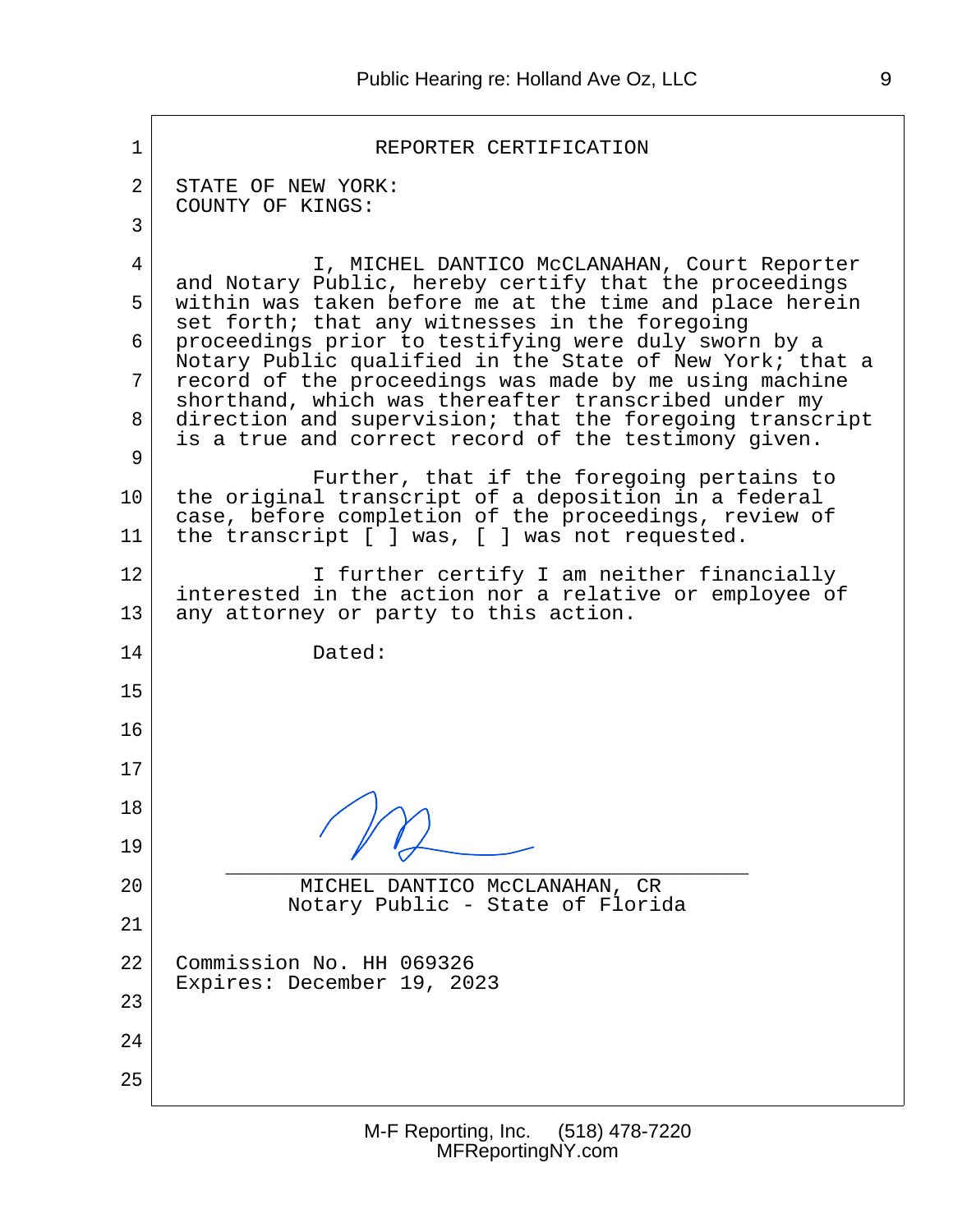# REPORTER CERTIFICATION

STATE OF NEW YORK:
COUNTY OF KINGS:

I, MICHEL DANTICO McCLANAHAN, Court Reporter and Notary Public, hereby certify that the proceedings within was taken before me at the time and place herein set forth; that any witnesses in the foregoing proceedings prior to testifying were duly sworn by a Notary Public qualified in the State of New York; that a record of the proceedings was made by me using machine shorthand, which was thereafter transcribed under my direction and supervision; that the foregoing transcript is a true and correct record of the testimony given.

Further, that if the foregoing pertains to the original transcript of a deposition in a federal case, before completion of the proceedings, review of the transcript [ ] was, [ ] was not requested.

I further certify I am neither financially interested in the action nor a relative or employee of any attorney or party to this action.

Dated:

______________________________
MICHEL DANTICO McCLANAHAN, CR
Notary Public - State of Florida

Commission No. HH 069326
Expires: December 19, 2023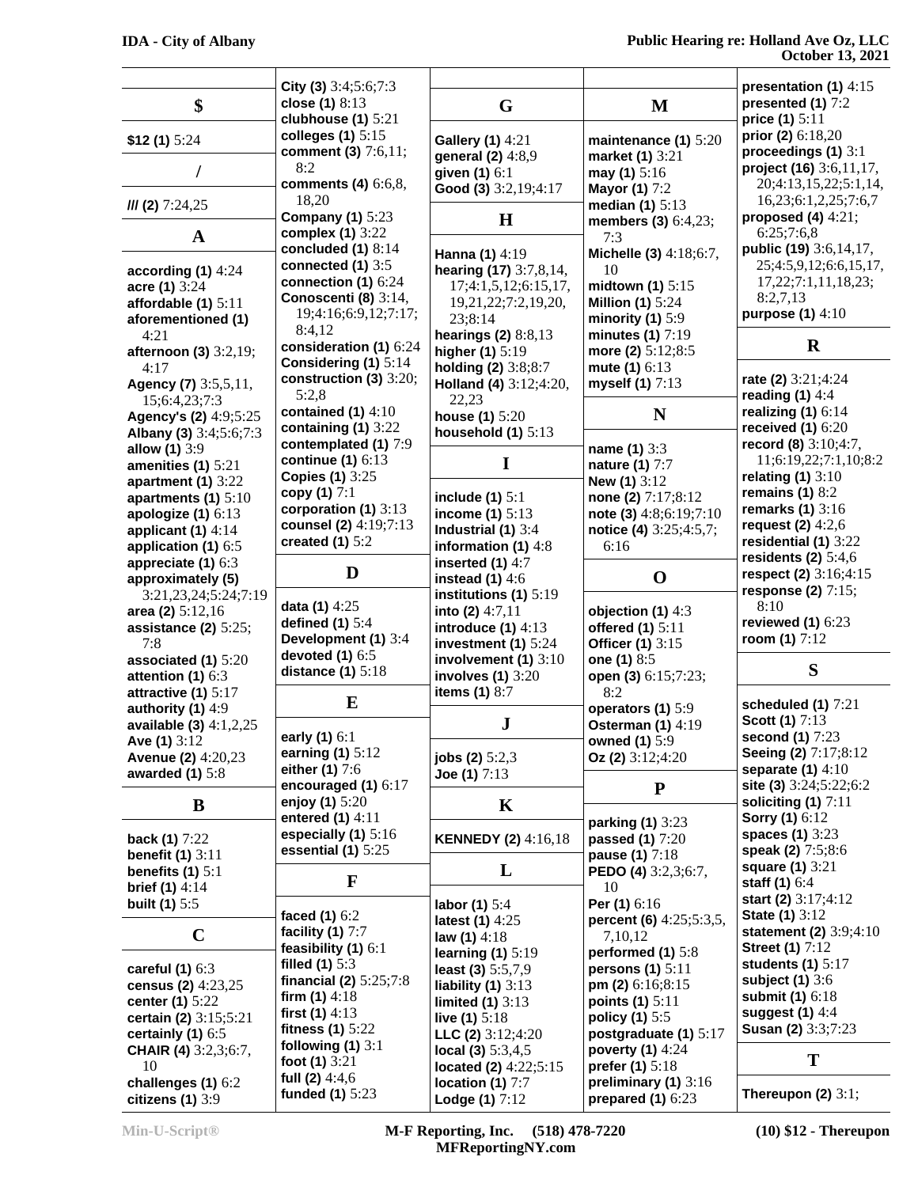## $

**$12 (1)** 5:24

## /

**/// (2)** 7:24,25

## A

**according (1)** 4:24
**acre (1)** 3:24
**affordable (1)** 5:11
**aforementioned (1)** 4:21
**afternoon (3)** 3:2,19; 4:17
**Agency (7)** 3:5,5,11, 15;6:4,23;7:3
**Agency's (2)** 4:9;5:25
**Albany (3)** 3:4;5:6;7:3
**allow (1)** 3:9
**amenities (1)** 5:21
**apartment (1)** 3:22
**apartments (1)** 5:10
**apologize (1)** 6:13
**applicant (1)** 4:14
**application (1)** 6:5
**appreciate (1)** 6:3
**approximately (5)** 3:21,23,24;5:24;7:19
**area (2)** 5:12,16
**assistance (2)** 5:25; 7:8
**associated (1)** 5:20
**attention (1)** 6:3
**attractive (1)** 5:17
**authority (1)** 4:9
**available (3)** 4:1,2,25
**Ave (1)** 3:12
**Avenue (2)** 4:20,23
**awarded (1)** 5:8

## B

**back (1)** 7:22
**benefit (1)** 3:11
**benefits (1)** 5:1
**brief (1)** 4:14
**built (1)** 5:5

## C

**careful (1)** 6:3
**census (2)** 4:23,25
**center (1)** 5:22
**certain (2)** 3:15;5:21
**certainly (1)** 6:5
**CHAIR (4)** 3:2,3;6:7, 10
**challenges (1)** 6:2
**citizens (1)** 3:9
**City (3)** 3:4;5:6;7:3
**close (1)** 8:13
**clubhouse (1)** 5:21
**colleges (1)** 5:15
**comment (3)** 7:6,11; 8:2
**comments (4)** 6:6,8, 18,20
**Company (1)** 5:23
**complex (1)** 3:22
**concluded (1)** 8:14
**connected (1)** 3:5
**connection (1)** 6:24
**Conoscenti (8)** 3:14, 19;4:16;6:9,12;7:17; 8:4,12
**consideration (1)** 6:24
**Considering (1)** 5:14
**construction (3)** 3:20; 5:2,8
**contained (1)** 4:10
**containing (1)** 3:22
**contemplated (1)** 7:9
**continue (1)** 6:13
**Copies (1)** 3:25
**copy (1)** 7:1
**corporation (1)** 3:13
**counsel (2)** 4:19;7:13
**created (1)** 5:2

## D

**data (1)** 4:25
**defined (1)** 5:4
**Development (1)** 3:4
**devoted (1)** 6:5
**distance (1)** 5:18

## E

**early (1)** 6:1
**earning (1)** 5:12
**either (1)** 7:6
**encouraged (1)** 6:17
**enjoy (1)** 5:20
**entered (1)** 4:11
**especially (1)** 5:16
**essential (1)** 5:25

## F

**faced (1)** 6:2
**facility (1)** 7:7
**feasibility (1)** 6:1
**filled (1)** 5:3
**financial (2)** 5:25;7:8
**firm (1)** 4:18
**first (1)** 4:13
**fitness (1)** 5:22
**following (1)** 3:1
**foot (1)** 3:21
**full (2)** 4:4,6
**funded (1)** 5:23

## G

**Gallery (1)** 4:21
**general (2)** 4:8,9
**given (1)** 6:1
**Good (3)** 3:2,19;4:17

## H

**Hanna (1)** 4:19
**hearing (17)** 3:7,8,14, 17;4:1,5,12;6:15,17, 19,21,22;7:2,19,20, 23;8:14
**hearings (2)** 8:8,13
**higher (1)** 5:19
**holding (2)** 3:8;8:7
**Holland (4)** 3:12;4:20, 22,23
**house (1)** 5:20
**household (1)** 5:13

## I

**include (1)** 5:1
**income (1)** 5:13
**Industrial (1)** 3:4
**information (1)** 4:8
**inserted (1)** 4:7
**instead (1)** 4:6
**institutions (1)** 5:19
**into (2)** 4:7,11
**introduce (1)** 4:13
**investment (1)** 5:24
**involvement (1)** 3:10
**involves (1)** 3:20
**items (1)** 8:7

## J

**jobs (2)** 5:2,3
**Joe (1)** 7:13

## K

**KENNEDY (2)** 4:16,18

## L

**labor (1)** 5:4
**latest (1)** 4:25
**law (1)** 4:18
**learning (1)** 5:19
**least (3)** 5:5,7,9
**liability (1)** 3:13
**limited (1)** 3:13
**live (1)** 5:18
**LLC (2)** 3:12;4:20
**local (3)** 5:3,4,5
**located (2)** 4:22;5:15
**location (1)** 7:7
**Lodge (1)** 7:12

## M

**maintenance (1)** 5:20
**market (1)** 3:21
**may (1)** 5:16
**Mayor (1)** 7:2
**median (1)** 5:13
**members (3)** 6:4,23; 7:3
**Michelle (3)** 4:18;6:7, 10
**midtown (1)** 5:15
**Million (1)** 5:24
**minority (1)** 5:9
**minutes (1)** 7:19
**more (2)** 5:12;8:5
**mute (1)** 6:13
**myself (1)** 7:13

## N

**name (1)** 3:3
**nature (1)** 7:7
**New (1)** 3:12
**none (2)** 7:17;8:12
**note (3)** 4:8;6:19;7:10
**notice (4)** 3:25;4:5,7; 6:16

## O

**objection (1)** 4:3
**offered (1)** 5:11
**Officer (1)** 3:15
**one (1)** 8:5
**open (3)** 6:15;7:23; 8:2
**operators (1)** 5:9
**Osterman (1)** 4:19
**owned (1)** 5:9
**Oz (2)** 3:12;4:20

## P

**parking (1)** 3:23
**passed (1)** 7:20
**pause (1)** 7:18
**PEDO (4)** 3:2,3;6:7, 10
**Per (1)** 6:16
**percent (6)** 4:25;5:3,5, 7,10,12
**performed (1)** 5:8
**persons (1)** 5:11
**pm (2)** 6:16;8:15
**points (1)** 5:11
**policy (1)** 5:5
**postgraduate (1)** 5:17
**poverty (1)** 4:24
**prefer (1)** 5:18
**preliminary (1)** 3:16
**prepared (1)** 6:23
**presentation (1)** 4:15
**presented (1)** 7:2
**price (1)** 5:11
**prior (2)** 6:18,20
**proceedings (1)** 3:1
**project (16)** 3:6,11,17, 20;4:13,15,22;5:1,14, 16,23;6:1,2,25;7:6,7
**proposed (4)** 4:21; 6:25;7:6,8
**public (19)** 3:6,14,17, 25;4:5,9,12;6:6,15,17, 17,22;7:1,11,18,23; 8:2,7,13
**purpose (1)** 4:10

## R

**rate (2)** 3:21;4:24
**reading (1)** 4:4
**realizing (1)** 6:14
**received (1)** 6:20
**record (8)** 3:10;4:7, 11;6:19,22;7:1,10;8:2
**relating (1)** 3:10
**remains (1)** 8:2
**remarks (1)** 3:16
**request (2)** 4:2,6
**residential (1)** 3:22
**residents (2)** 5:4,6
**respect (2)** 3:16;4:15
**response (2)** 7:15; 8:10
**reviewed (1)** 6:23
**room (1)** 7:12

## S

**scheduled (1)** 7:21
**Scott (1)** 7:13
**second (1)** 7:23
**Seeing (2)** 7:17;8:12
**separate (1)** 4:10
**site (3)** 3:24;5:22;6:2
**soliciting (1)** 7:11
**Sorry (1)** 6:12
**spaces (1)** 3:23
**speak (2)** 7:5;8:6
**square (1)** 3:21
**staff (1)** 6:4
**start (2)** 3:17;4:12
**State (1)** 3:12
**statement (2)** 3:9;4:10
**Street (1)** 7:12
**students (1)** 5:17
**subject (1)** 3:6
**submit (1)** 6:18
**suggest (1)** 4:4
**Susan (2)** 3:3;7:23

## T

**Thereupon (2)** 3:1;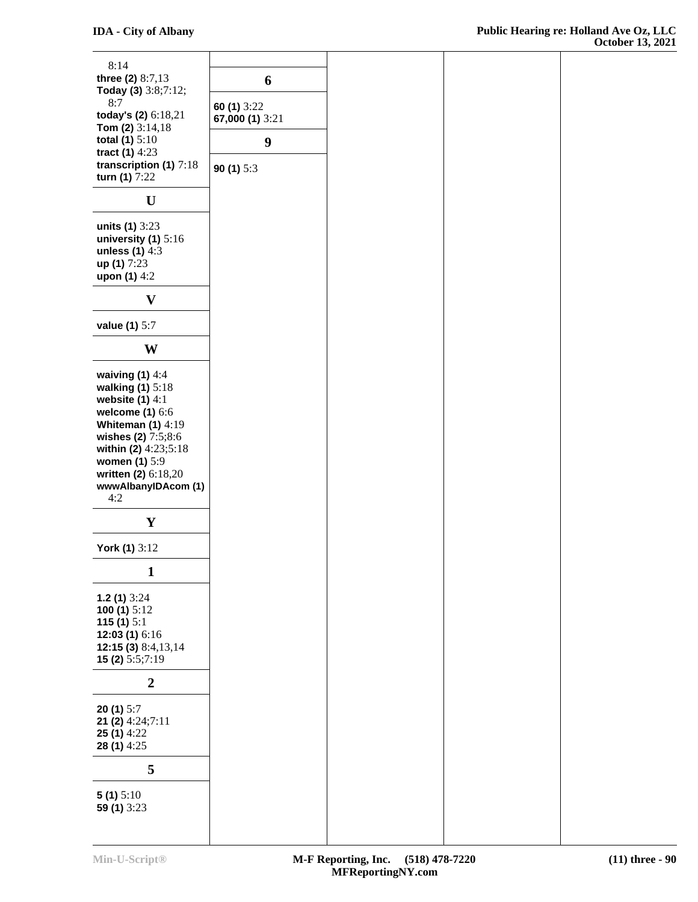8:14
**three (2)** 8:7,13
**Today (3)** 3:8;7:12; 8:7
**today's (2)** 6:18,21
**Tom (2)** 3:14,18
**total (1)** 5:10
**tract (1)** 4:23
**transcription (1)** 7:18
**turn (1)** 7:22

## U

**units (1)** 3:23
**university (1)** 5:16
**unless (1)** 4:3
**up (1)** 7:23
**upon (1)** 4:2

## V

**value (1)** 5:7

## W

**waiving (1)** 4:4
**walking (1)** 5:18
**website (1)** 4:1
**welcome (1)** 6:6
**Whiteman (1)** 4:19
**wishes (2)** 7:5;8:6
**within (2)** 4:23;5:18
**women (1)** 5:9
**written (2)** 6:18,20
**wwwAlbanyIDAcom (1)** 4:2

## Y

**York (1)** 3:12

## 1

**1.2 (1)** 3:24
**100 (1)** 5:12
**115 (1)** 5:1
**12:03 (1)** 6:16
**12:15 (3)** 8:4,13,14
**15 (2)** 5:5;7:19

## 2

**20 (1)** 5:7
**21 (2)** 4:24;7:11
**25 (1)** 4:22
**28 (1)** 4:25

## 5

**5 (1)** 5:10
**59 (1)** 3:23

## 6

**60 (1)** 3:22
**67,000 (1)** 3:21

## 9

**90 (1)** 5:3